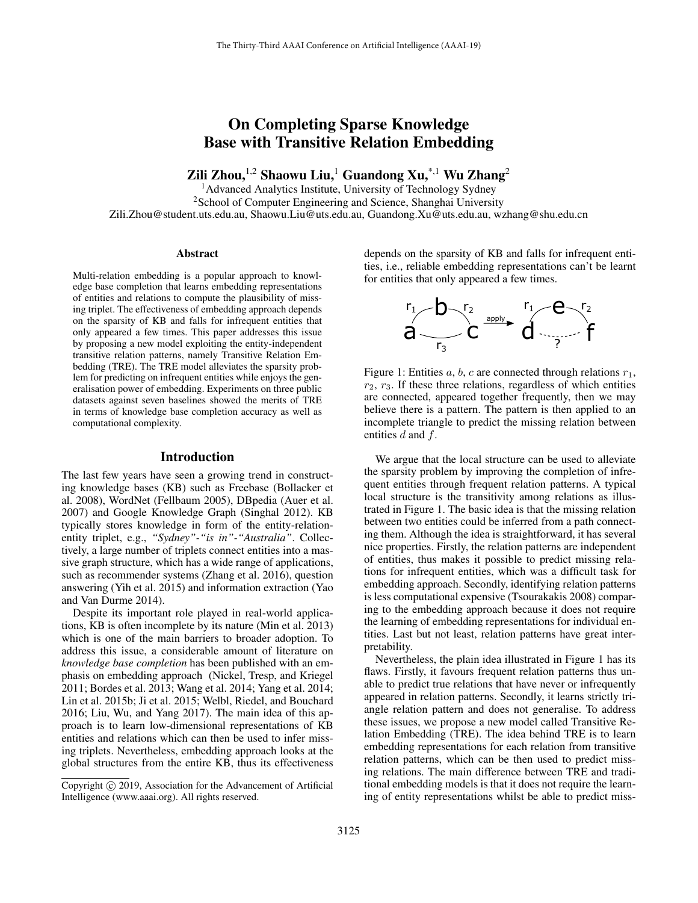# On Completing Sparse Knowledge Base with Transitive Relation Embedding

**Zili Zhou,[1,2] Shaowu Liu,[1] Guandong Xu,[*,1] Wu Zhang[2]**

[1]Advanced Analytics Institute, University of Technology Sydney
[2]School of Computer Engineering and Science, Shanghai University
Zili.Zhou@student.uts.edu.au, Shaowu.Liu@uts.edu.au, Guandong.Xu@uts.edu.au, wzhang@shu.edu.cn

## Abstract

Multi-relation embedding is a popular approach to knowledge base completion that learns embedding representations of entities and relations to compute the plausibility of missing triplet. The effectiveness of embedding approach depends on the sparsity of KB and falls for infrequent entities that only appeared a few times. This paper addresses this issue by proposing a new model exploiting the entity-independent transitive relation patterns, namely Transitive Relation Embedding (TRE). The TRE model alleviates the sparsity problem for predicting on infrequent entities while enjoys the generalisation power of embedding. Experiments on three public datasets against seven baselines showed the merits of TRE in terms of knowledge base completion accuracy as well as computational complexity.

## Introduction

The last few years have seen a growing trend in constructing knowledge bases (KB) such as Freebase (Bollacker et al. 2008), WordNet (Fellbaum 2005), DBpedia (Auer et al. 2007) and Google Knowledge Graph (Singhal 2012). KB typically stores knowledge in form of the entity-relation-entity triplet, e.g., *"Sydney"-"is in"-"Australia"*. Collectively, a large number of triplets connect entities into a massive graph structure, which has a wide range of applications, such as recommender systems (Zhang et al. 2016), question answering (Yih et al. 2015) and information extraction (Yao and Van Durme 2014).

Despite its important role played in real-world applications, KB is often incomplete by its nature (Min et al. 2013) which is one of the main barriers to broader adoption. To address this issue, a considerable amount of literature on *knowledge base completion* has been published with an emphasis on embedding approach (Nickel, Tresp, and Kriegel 2011; Bordes et al. 2013; Wang et al. 2014; Yang et al. 2014; Lin et al. 2015b; Ji et al. 2015; Welbl, Riedel, and Bouchard 2016; Liu, Wu, and Yang 2017). The main idea of this approach is to learn low-dimensional representations of KB entities and relations which can then be used to infer missing triplets. Nevertheless, embedding approach looks at the global structures from the entire KB, thus its effectiveness depends on the sparsity of KB and falls for infrequent entities, i.e., reliable embedding representations can't be learnt for entities that only appeared a few times.

Figure 1: Entities $a$, $b$, $c$ are connected through relations $r_1$, $r_2$, $r_3$. If these three relations, regardless of which entities are connected, appeared together frequently, then we may believe there is a pattern. The pattern is then applied to an incomplete triangle to predict the missing relation between entities $d$ and $f$.

We argue that the local structure can be used to alleviate the sparsity problem by improving the completion of infrequent entities through frequent relation patterns. A typical local structure is the transitivity among relations as illustrated in Figure 1. The basic idea is that the missing relation between two entities could be inferred from a path connecting them. Although the idea is straightforward, it has several nice properties. Firstly, the relation patterns are independent of entities, thus makes it possible to predict missing relations for infrequent entities, which was a difficult task for embedding approach. Secondly, identifying relation patterns is less computational expensive (Tsourakakis 2008) comparing to the embedding approach because it does not require the learning of embedding representations for individual entities. Last but not least, relation patterns have great interpretability.

Nevertheless, the plain idea illustrated in Figure 1 has its flaws. Firstly, it favours frequent relation patterns thus unable to predict true relations that have never or infrequently appeared in relation patterns. Secondly, it learns strictly triangle relation pattern and does not generalise. To address these issues, we propose a new model called Transitive Relation Embedding (TRE). The idea behind TRE is to learn embedding representations for each relation from transitive relation patterns, which can be then used to predict missing relations. The main difference between TRE and traditional embedding models is that it does not require the learning of entity representations whilst be able to predict miss-

Copyright © 2019, Association for the Advancement of Artificial Intelligence (www.aaai.org). All rights reserved.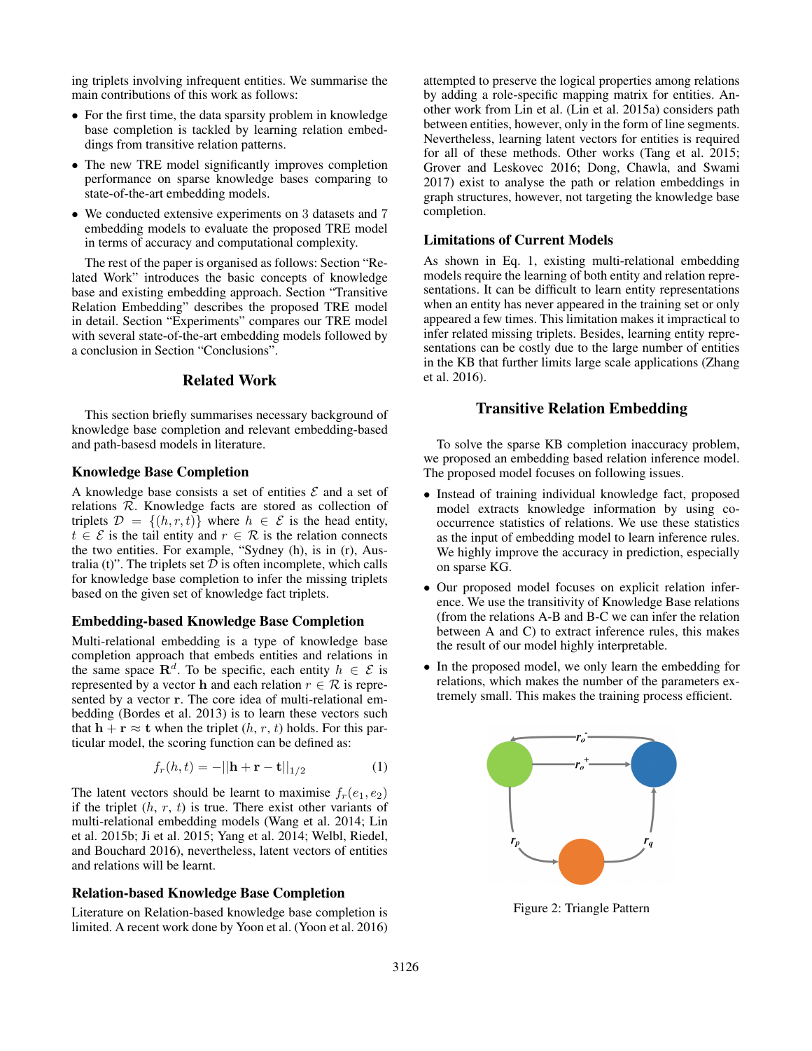ing triplets involving infrequent entities. We summarise the main contributions of this work as follows:

- For the first time, the data sparsity problem in knowledge base completion is tackled by learning relation embeddings from transitive relation patterns.
- The new TRE model significantly improves completion performance on sparse knowledge bases comparing to state-of-the-art embedding models.
- We conducted extensive experiments on 3 datasets and 7 embedding models to evaluate the proposed TRE model in terms of accuracy and computational complexity.

The rest of the paper is organised as follows: Section "Related Work" introduces the basic concepts of knowledge base and existing embedding approach. Section "Transitive Relation Embedding" describes the proposed TRE model in detail. Section "Experiments" compares our TRE model with several state-of-the-art embedding models followed by a conclusion in Section "Conclusions".

## Related Work

This section briefly summarises necessary background of knowledge base completion and relevant embedding-based and path-basesd models in literature.

### Knowledge Base Completion

A knowledge base consists a set of entities $\mathcal{E}$ and a set of relations $\mathcal{R}$. Knowledge facts are stored as collection of triplets $\mathcal{D} = \{(h, r, t)\}$ where $h \in \mathcal{E}$ is the head entity, $t \in \mathcal{E}$ is the tail entity and $r \in \mathcal{R}$ is the relation connects the two entities. For example, "Sydney (h), is in (r), Australia (t)". The triplets set $\mathcal{D}$ is often incomplete, which calls for knowledge base completion to infer the missing triplets based on the given set of knowledge fact triplets.

### Embedding-based Knowledge Base Completion

Multi-relational embedding is a type of knowledge base completion approach that embeds entities and relations in the same space $\mathbf{R}^d$. To be specific, each entity $h \in \mathcal{E}$ is represented by a vector $\mathbf{h}$ and each relation $r \in \mathcal{R}$ is represented by a vector $\mathbf{r}$. The core idea of multi-relational embedding (Bordes et al. 2013) is to learn these vectors such that $\mathbf{h} + \mathbf{r} \approx \mathbf{t}$ when the triplet $(h, r, t)$ holds. For this particular model, the scoring function can be defined as:

$$f_r(h, t) = -||\mathbf{h} + \mathbf{r} - \mathbf{t}||_{1/2} \tag{1}$$

The latent vectors should be learnt to maximise $f_r(e_1, e_2)$ if the triplet $(h, r, t)$ is true. There exist other variants of multi-relational embedding models (Wang et al. 2014; Lin et al. 2015b; Ji et al. 2015; Yang et al. 2014; Welbl, Riedel, and Bouchard 2016), nevertheless, latent vectors of entities and relations will be learnt.

### Relation-based Knowledge Base Completion

Literature on Relation-based knowledge base completion is limited. A recent work done by Yoon et al. (Yoon et al. 2016) attempted to preserve the logical properties among relations by adding a role-specific mapping matrix for entities. Another work from Lin et al. (Lin et al. 2015a) considers path between entities, however, only in the form of line segments. Nevertheless, learning latent vectors for entities is required for all of these methods. Other works (Tang et al. 2015; Grover and Leskovec 2016; Dong, Chawla, and Swami 2017) exist to analyse the path or relation embeddings in graph structures, however, not targeting the knowledge base completion.

### Limitations of Current Models

As shown in Eq. 1, existing multi-relational embedding models require the learning of both entity and relation representations. It can be difficult to learn entity representations when an entity has never appeared in the training set or only appeared a few times. This limitation makes it impractical to infer related missing triplets. Besides, learning entity representations can be costly due to the large number of entities in the KB that further limits large scale applications (Zhang et al. 2016).

## Transitive Relation Embedding

To solve the sparse KB completion inaccuracy problem, we proposed an embedding based relation inference model. The proposed model focuses on following issues.

- Instead of training individual knowledge fact, proposed model extracts knowledge information by using co-occurrence statistics of relations. We use these statistics as the input of embedding model to learn inference rules. We highly improve the accuracy in prediction, especially on sparse KG.
- Our proposed model focuses on explicit relation inference. We use the transitivity of Knowledge Base relations (from the relations A-B and B-C we can infer the relation between A and C) to extract inference rules, this makes the result of our model highly interpretable.
- In the proposed model, we only learn the embedding for relations, which makes the number of the parameters extremely small. This makes the training process efficient.

Figure 2: Triangle Pattern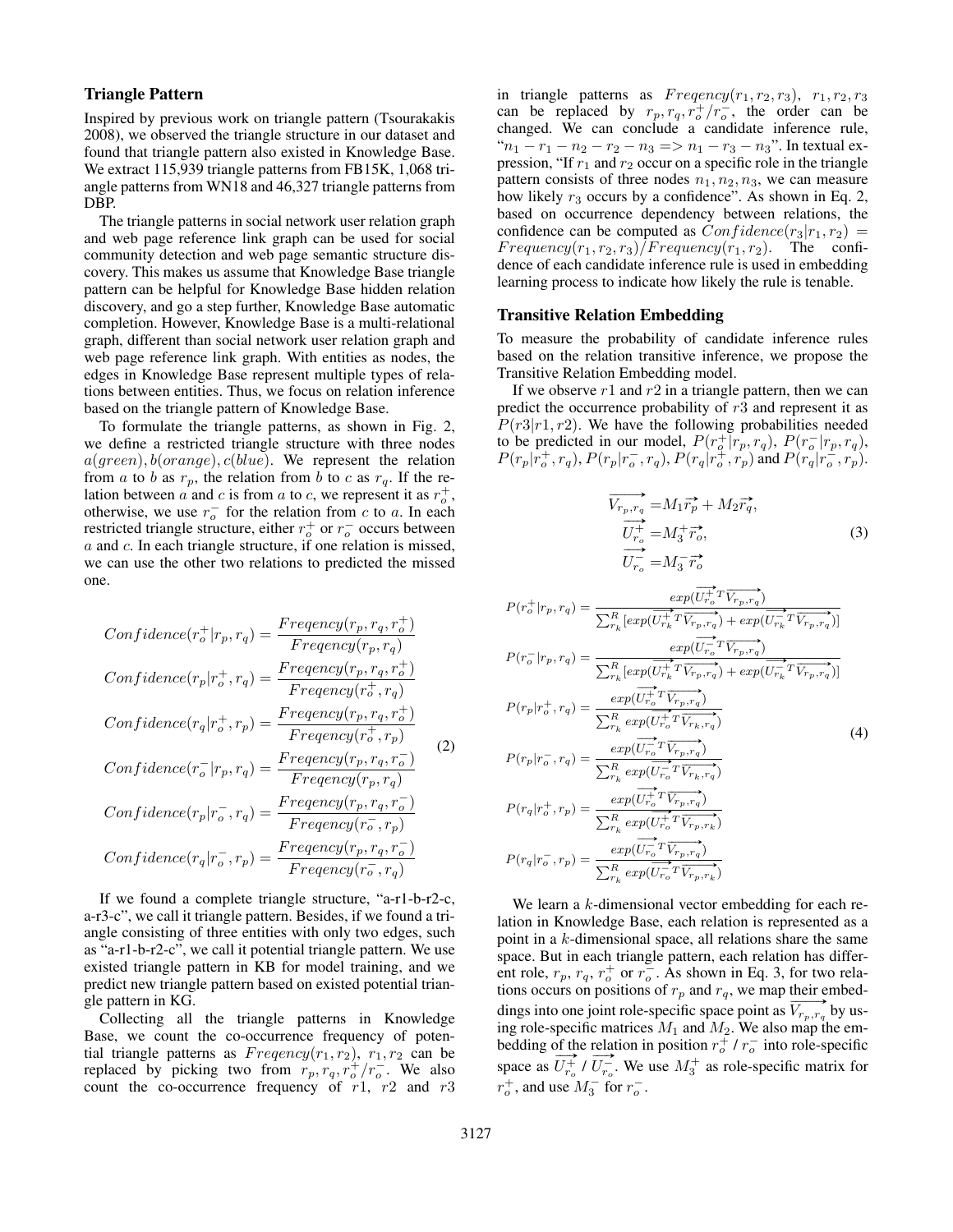### Triangle Pattern

Inspired by previous work on triangle pattern (Tsourakakis 2008), we observed the triangle structure in our dataset and found that triangle pattern also existed in Knowledge Base. We extract 115,939 triangle patterns from FB15K, 1,068 triangle patterns from WN18 and 46,327 triangle patterns from DBP.

The triangle patterns in social network user relation graph and web page reference link graph can be used for social community detection and web page semantic structure discovery. This makes us assume that Knowledge Base triangle pattern can be helpful for Knowledge Base hidden relation discovery, and go a step further, Knowledge Base automatic completion. However, Knowledge Base is a multi-relational graph, different than social network user relation graph and web page reference link graph. With entities as nodes, the edges in Knowledge Base represent multiple types of relations between entities. Thus, we focus on relation inference based on the triangle pattern of Knowledge Base.

To formulate the triangle patterns, as shown in Fig. 2, we define a restricted triangle structure with three nodes $a(green), b(orange), c(blue)$. We represent the relation from $a$ to $b$ as $r_p$, the relation from $b$ to $c$ as $r_q$. If the relation between $a$ and $c$ is from $a$ to $c$, we represent it as $r_o^+$, otherwise, we use $r_o^-$ for the relation from $c$ to $a$. In each restricted triangle structure, either $r_o^+$ or $r_o^-$ occurs between $a$ and $c$. In each triangle structure, if one relation is missed, we can use the other two relations to predicted the missed one.

$$
\begin{aligned}
Confidence(r_o^+|r_p, r_q) &= \frac{Freqency(r_p, r_q, r_o^+)}{Freqency(r_p, r_q)} \\
Confidence(r_p|r_o^+, r_q) &= \frac{Freqency(r_p, r_q, r_o^+)}{Freqency(r_o^+, r_q)} \\
Confidence(r_q|r_o^+, r_p) &= \frac{Freqency(r_p, r_q, r_o^+)}{Freqency(r_o^+, r_p)} \\
Confidence(r_o^-|r_p, r_q) &= \frac{Freqency(r_p, r_q, r_o^-)}{Freqency(r_p, r_q)} \\
Confidence(r_p|r_o^-, r_q) &= \frac{Freqency(r_p, r_q, r_o^-)}{Freqency(r_o^-, r_p)} \\
Confidence(r_q|r_o^-, r_p) &= \frac{Freqency(r_p, r_q, r_o^-)}{Freqency(r_o^-, r_q)}
\end{aligned}
\tag{2}
$$

If we found a complete triangle structure, "a-r1-b-r2-c, a-r3-c", we call it triangle pattern. Besides, if we found a triangle consisting of three entities with only two edges, such as "a-r1-b-r2-c", we call it potential triangle pattern. We use existed triangle pattern in KB for model training, and we predict new triangle pattern based on existed potential triangle pattern in KG.

Collecting all the triangle patterns in Knowledge Base, we count the co-occurrence frequency of potential triangle patterns as $Freqency(r_1, r_2)$, $r_1, r_2$ can be replaced by picking two from $r_p, r_q, r_o^+/r_o^-$. We also count the co-occurrence frequency of $r1$, $r2$ and $r3$ in triangle patterns as $Freqency(r_1, r_2, r_3)$, $r_1, r_2, r_3$ can be replaced by $r_p, r_q, r_o^+/r_o^-$, the order can be changed. We can conclude a candidate inference rule, "$n_1 - r_1 - n_2 - r_2 - n_3 => n_1 - r_3 - n_3$". In textual expression, "If $r_1$ and $r_2$ occur on a specific role in the triangle pattern consists of three nodes $n_1, n_2, n_3$, we can measure how likely $r_3$ occurs by a confidence". As shown in Eq. 2, based on occurrence dependency between relations, the confidence can be computed as $Confidence(r_3|r_1, r_2) = Frequency(r_1, r_2, r_3)/Frequency(r_1, r_2)$. The confidence of each candidate inference rule is used in embedding learning process to indicate how likely the rule is tenable.

### Transitive Relation Embedding

To measure the probability of candidate inference rules based on the relation transitive inference, we propose the Transitive Relation Embedding model.

If we observe $r1$ and $r2$ in a triangle pattern, then we can predict the occurrence probability of $r3$ and represent it as $P(r3|r1, r2)$. We have the following probabilities needed to be predicted in our model, $P(r_o^+|r_p, r_q)$, $P(r_o^-|r_p, r_q)$, $P(r_p|r_o^+, r_q)$, $P(r_p|r_o^-, r_q)$, $P(r_q|r_o^+, r_p)$ and $P(r_q|r_o^-, r_p)$.

$$
\begin{aligned}
\overrightarrow{V_{r_p,r_q}} &= M_1\overrightarrow{r_p} + M_2\overrightarrow{r_q}, \\
\overrightarrow{U_{r_o}^+} &= M_3^+\overrightarrow{r_o}, \\
\overrightarrow{U_{r_o}^-} &= M_3^-\overrightarrow{r_o}
\end{aligned}
\tag{3}
$$

$$
\begin{aligned}
P(r_o^+|r_p, r_q) &= \frac{exp(\overrightarrow{U_{r_o}^+}^T\overrightarrow{V_{r_p,r_q}})}{\sum_{r_k}^R [exp(\overrightarrow{U_{r_k}^+}^T\overrightarrow{V_{r_p,r_q}}) + exp(\overrightarrow{U_{r_k}^-}^T\overrightarrow{V_{r_p,r_q}})]} \\
P(r_o^-|r_p, r_q) &= \frac{exp(\overrightarrow{U_{r_o}^-}^T\overrightarrow{V_{r_p,r_q}})}{\sum_{r_k}^R [exp(\overrightarrow{U_{r_k}^+}^T\overrightarrow{V_{r_p,r_q}}) + exp(\overrightarrow{U_{r_k}^-}^T\overrightarrow{V_{r_p,r_q}})]} \\
P(r_p|r_o^+, r_q) &= \frac{exp(\overrightarrow{U_{r_o}^+}^T\overrightarrow{V_{r_p,r_q}})}{\sum_{r_k}^R exp(\overrightarrow{U_{r_o}^+}^T\overrightarrow{V_{r_k,r_q}})} \\
P(r_p|r_o^-, r_q) &= \frac{exp(\overrightarrow{U_{r_o}^-}^T\overrightarrow{V_{r_p,r_q}})}{\sum_{r_k}^R exp(\overrightarrow{U_{r_o}^-}^T\overrightarrow{V_{r_k,r_q}})} \\
P(r_q|r_o^+, r_p) &= \frac{exp(\overrightarrow{U_{r_o}^+}^T\overrightarrow{V_{r_p,r_q}})}{\sum_{r_k}^R exp(\overrightarrow{U_{r_o}^+}^T\overrightarrow{V_{r_p,r_k}})} \\
P(r_q|r_o^-, r_p) &= \frac{exp(\overrightarrow{U_{r_o}^-}^T\overrightarrow{V_{r_p,r_q}})}{\sum_{r_k}^R exp(\overrightarrow{U_{r_o}^-}^T\overrightarrow{V_{r_p,r_k}})}
\end{aligned}
\tag{4}
$$

We learn a $k$-dimensional vector embedding for each relation in Knowledge Base, each relation is represented as a point in a $k$-dimensional space, all relations share the same space. But in each triangle pattern, each relation has different role, $r_p$, $r_q$, $r_o^+$ or $r_o^-$. As shown in Eq. 3, for two relations occurs on positions of $r_p$ and $r_q$, we map their embeddings into one joint role-specific space point as $\overrightarrow{V_{r_p,r_q}}$ by using role-specific matrices $M_1$ and $M_2$. We also map the embedding of the relation in position $r_o^+$ / $r_o^-$ into role-specific space as $\overrightarrow{U_{r_o}^+}$ / $\overrightarrow{U_{r_o}^-}$. We use $M_3^+$ as role-specific matrix for $r_o^+$, and use $M_3^-$ for $r_o^-$.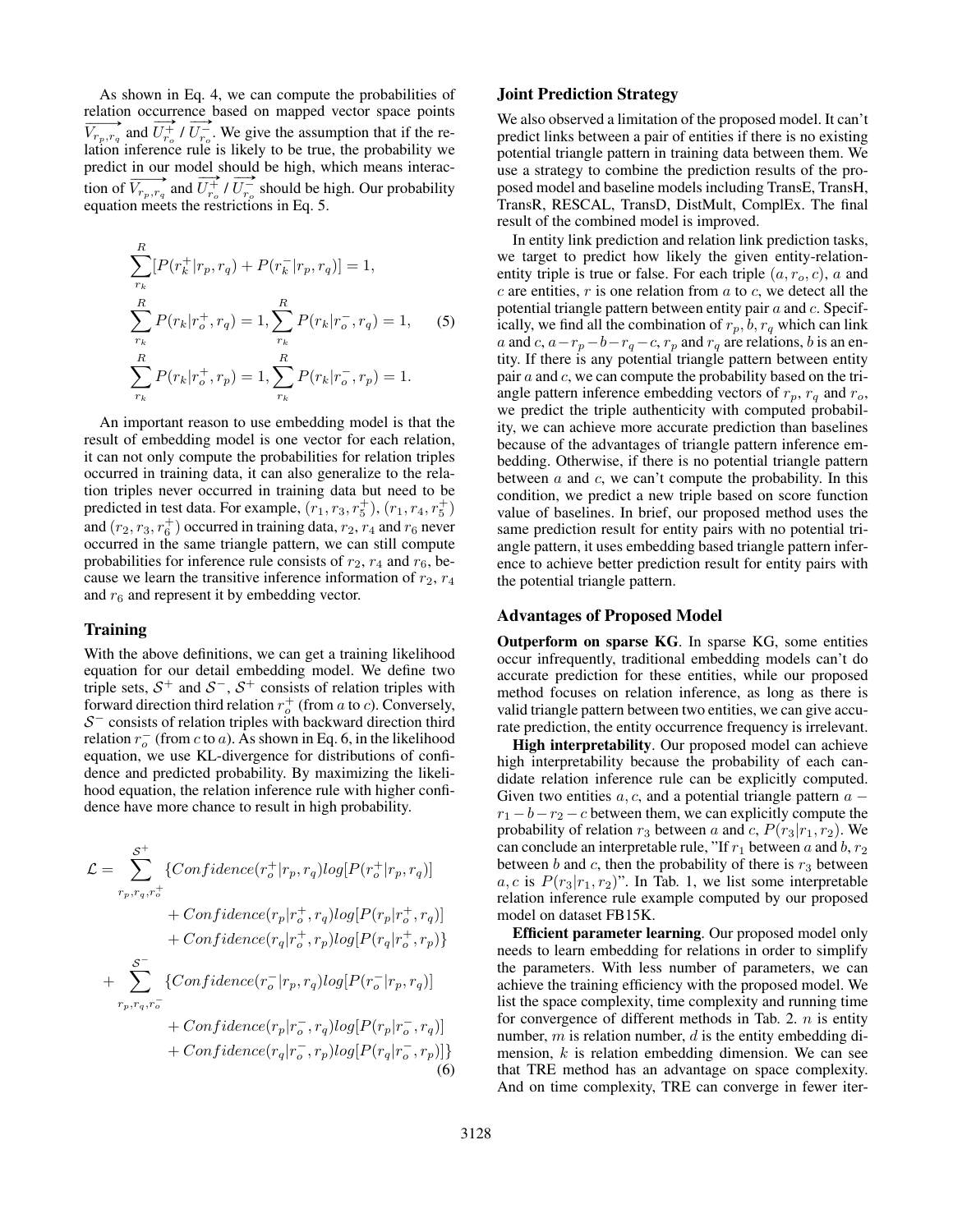As shown in Eq. 4, we can compute the probabilities of relation occurrence based on mapped vector space points $\overrightarrow{V_{r_p,r_q}}$ and $\overrightarrow{U^+_{r_o}}$ / $\overrightarrow{U^-_{r_o}}$. We give the assumption that if the relation inference rule is likely to be true, the probability we predict in our model should be high, which means interaction of $\overrightarrow{V_{r_p,r_q}}$ and $\overrightarrow{U^+_{r_o}}$ / $\overrightarrow{U^-_{r_o}}$ should be high. Our probability equation meets the restrictions in Eq. 5.

$$
\begin{aligned}
&\sum_{r_k}^{R}[P(r_k^+|r_p,r_q)+P(r_k^-|r_p,r_q)]=1,\\
&\sum_{r_k}^{R}P(r_k|r_o^+,r_q)=1,\sum_{r_k}^{R}P(r_k|r_o^-,r_q)=1,\\
&\sum_{r_k}^{R}P(r_k|r_o^+,r_p)=1,\sum_{r_k}^{R}P(r_k|r_o^-,r_p)=1.
\end{aligned}
\tag{5}
$$

An important reason to use embedding model is that the result of embedding model is one vector for each relation, it can not only compute the probabilities for relation triples occurred in training data, it can also generalize to the relation triples never occurred in training data but need to be predicted in test data. For example, $(r_1, r_3, r_5^+)$, $(r_1, r_4, r_5^+)$ and $(r_2, r_3, r_6^+)$ occurred in training data, $r_2$, $r_4$ and $r_6$ never occurred in the same triangle pattern, we can still compute probabilities for inference rule consists of $r_2$, $r_4$ and $r_6$, because we learn the transitive inference information of $r_2$, $r_4$ and $r_6$ and represent it by embedding vector.

## Training

With the above definitions, we can get a training likelihood equation for our detail embedding model. We define two triple sets, $\mathcal{S}^+$ and $\mathcal{S}^-$, $\mathcal{S}^+$ consists of relation triples with forward direction third relation $r_o^+$ (from $a$ to $c$). Conversely, $\mathcal{S}^-$ consists of relation triples with backward direction third relation $r_o^-$ (from $c$ to $a$). As shown in Eq. 6, in the likelihood equation, we use KL-divergence for distributions of confidence and predicted probability. By maximizing the likelihood equation, the relation inference rule with higher confidence have more chance to result in high probability.

$$
\begin{aligned}
\mathcal{L} = &\sum_{r_p,r_q,r_o^+}^{\mathcal{S}^+}\{Confidence(r_o^+|r_p,r_q)log[P(r_o^+|r_p,r_q)]\\
&\quad + Confidence(r_p|r_o^+,r_q)log[P(r_p|r_o^+,r_q)]\\
&\quad + Confidence(r_q|r_o^+,r_p)log[P(r_q|r_o^+,r_p)\}\\
+ &\sum_{r_p,r_q,r_o^-}^{\mathcal{S}^-}\{Confidence(r_o^-|r_p,r_q)log[P(r_o^-|r_p,r_q)]\\
&\quad + Confidence(r_p|r_o^-,r_q)log[P(r_p|r_o^-,r_q)]\\
&\quad + Confidence(r_q|r_o^-,r_p)log[P(r_q|r_o^-,r_p)]\}
\end{aligned}
\tag{6}
$$

## Joint Prediction Strategy

We also observed a limitation of the proposed model. It can't predict links between a pair of entities if there is no existing potential triangle pattern in training data between them. We use a strategy to combine the prediction results of the proposed model and baseline models including TransE, TransH, TransR, RESCAL, TransD, DistMult, ComplEx. The final result of the combined model is improved.

In entity link prediction and relation link prediction tasks, we target to predict how likely the given entity-relation-entity triple is true or false. For each triple $(a, r_o, c)$, $a$ and $c$ are entities, $r$ is one relation from $a$ to $c$, we detect all the potential triangle pattern between entity pair $a$ and $c$. Specifically, we find all the combination of $r_p, b, r_q$ which can link $a$ and $c$, $a - r_p - b - r_q - c$, $r_p$ and $r_q$ are relations, $b$ is an entity. If there is any potential triangle pattern between entity pair $a$ and $c$, we can compute the probability based on the triangle pattern inference embedding vectors of $r_p$, $r_q$ and $r_o$, we predict the triple authenticity with computed probability, we can achieve more accurate prediction than baselines because of the advantages of triangle pattern inference embedding. Otherwise, if there is no potential triangle pattern between $a$ and $c$, we can't compute the probability. In this condition, we predict a new triple based on score function value of baselines. In brief, our proposed method uses the same prediction result for entity pairs with no potential triangle pattern, it uses embedding based triangle pattern inference to achieve better prediction result for entity pairs with the potential triangle pattern.

## Advantages of Proposed Model

**Outperform on sparse KG**. In sparse KG, some entities occur infrequently, traditional embedding models can't do accurate prediction for these entities, while our proposed method focuses on relation inference, as long as there is valid triangle pattern between two entities, we can give accurate prediction, the entity occurrence frequency is irrelevant.

**High interpretability**. Our proposed model can achieve high interpretability because the probability of each candidate relation inference rule can be explicitly computed. Given two entities $a, c$, and a potential triangle pattern $a - r_1 - b - r_2 - c$ between them, we can explicitly compute the probability of relation $r_3$ between $a$ and $c$, $P(r_3|r_1, r_2)$. We can conclude an interpretable rule, "If $r_1$ between $a$ and $b$, $r_2$ between $b$ and $c$, then the probability of there is $r_3$ between $a, c$ is $P(r_3|r_1, r_2)$". In Tab. 1, we list some interpretable relation inference rule example computed by our proposed model on dataset FB15K.

**Efficient parameter learning**. Our proposed model only needs to learn embedding for relations in order to simplify the parameters. With less number of parameters, we can achieve the training efficiency with the proposed model. We list the space complexity, time complexity and running time for convergence of different methods in Tab. 2. $n$ is entity number, $m$ is relation number, $d$ is the entity embedding dimension, $k$ is relation embedding dimension. We can see that TRE method has an advantage on space complexity. And on time complexity, TRE can converge in fewer iter-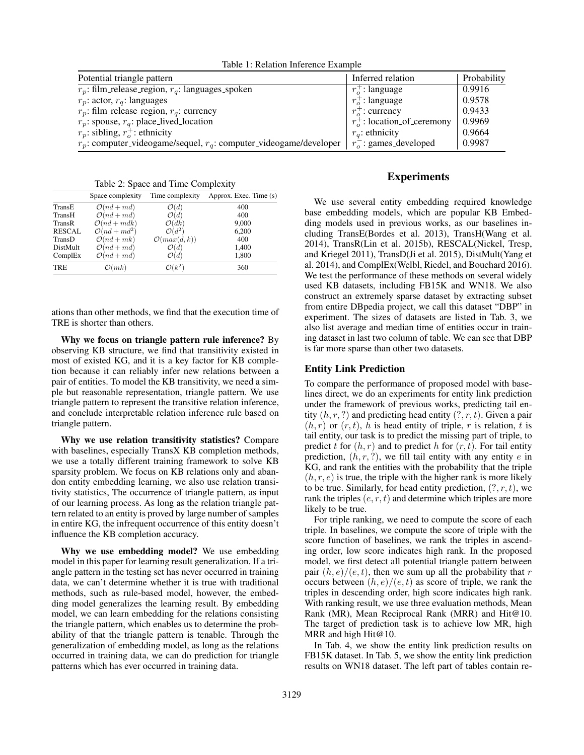Table 1: Relation Inference Example

| Potential triangle pattern | Inferred relation | Probability |
|---|---|---|
| $r_p$: film_release_region, $r_q$: languages_spoken | $r_o^+$: language | 0.9916 |
| $r_p$: actor, $r_q$: languages | $r_o^+$: language | 0.9578 |
| $r_p$: film_release_region, $r_q$: currency | $r_o^+$: currency | 0.9433 |
| $r_p$: spouse, $r_q$: place_lived_location | $r_o^+$: location_of_ceremony | 0.9969 |
| $r_p$: sibling, $r_o^+$: ethnicity | $r_q$: ethnicity | 0.9664 |
| $r_p$: computer_videogame/sequel, $r_q$: computer_videogame/developer | $r_o^-$: games_developed | 0.9987 |

Table 2: Space and Time Complexity

| | Space complexity | Time complexity | Approx. Exec. Time (s) |
|---|---|---|---|
| TransE | $\mathcal{O}(nd + md)$ | $\mathcal{O}(d)$ | 400 |
| TransH | $\mathcal{O}(nd + md)$ | $\mathcal{O}(d)$ | 400 |
| TransR | $\mathcal{O}(nd + mdk)$ | $\mathcal{O}(dk)$ | 9,000 |
| RESCAL | $\mathcal{O}(nd + md^2)$ | $\mathcal{O}(d^2)$ | 6,200 |
| TransD | $\mathcal{O}(nd + mk)$ | $\mathcal{O}(max(d, k))$ | 400 |
| DistMult | $\mathcal{O}(nd + md)$ | $\mathcal{O}(d)$ | 1,400 |
| ComplEx | $\mathcal{O}(nd + md)$ | $\mathcal{O}(d)$ | 1,800 |
| TRE | $\mathcal{O}(mk)$ | $\mathcal{O}(k^2)$ | 360 |

ations than other methods, we find that the execution time of TRE is shorter than others.

**Why we focus on triangle pattern rule inference?** By observing KB structure, we find that transitivity existed in most of existed KG, and it is a key factor for KB completion because it can reliably infer new relations between a pair of entities. To model the KB transitivity, we need a simple but reasonable representation, triangle pattern. We use triangle pattern to represent the transitive relation inference, and conclude interpretable relation inference rule based on triangle pattern.

**Why we use relation transitivity statistics?** Compare with baselines, especially TransX KB completion methods, we use a totally different training framework to solve KB sparsity problem. We focus on KB relations only and abandon entity embedding learning, we also use relation transitivity statistics, The occurrence of triangle pattern, as input of our learning process. As long as the relation triangle pattern related to an entity is proved by large number of samples in entire KG, the infrequent occurrence of this entity doesn't influence the KB completion accuracy.

**Why we use embedding model?** We use embedding model in this paper for learning result generalization. If a triangle pattern in the testing set has never occurred in training data, we can't determine whether it is true with traditional methods, such as rule-based model, however, the embedding model generalizes the learning result. By embedding model, we can learn embedding for the relations consisting the triangle pattern, which enables us to determine the probability of that the triangle pattern is tenable. Through the generalization of embedding model, as long as the relations occurred in training data, we can do prediction for triangle patterns which has ever occurred in training data.

## Experiments

We use several entity embedding required knowledge base embedding models, which are popular KB Embedding models used in previous works, as our baselines including TransE(Bordes et al. 2013), TransH(Wang et al. 2014), TransR(Lin et al. 2015b), RESCAL(Nickel, Tresp, and Kriegel 2011), TransD(Ji et al. 2015), DistMult(Yang et al. 2014), and ComplEx(Welbl, Riedel, and Bouchard 2016). We test the performance of these methods on several widely used KB datasets, including FB15K and WN18. We also construct an extremely sparse dataset by extracting subset from entire DBpedia project, we call this dataset "DBP" in experiment. The sizes of datasets are listed in Tab. 3, we also list average and median time of entities occur in training dataset in last two column of table. We can see that DBP is far more sparse than other two datasets.

### Entity Link Prediction

To compare the performance of proposed model with baselines direct, we do an experiments for entity link prediction under the framework of previous works, predicting tail entity $(h, r, ?)$ and predicting head entity $(?, r, t)$. Given a pair $(h, r)$ or $(r, t)$, $h$ is head entity of triple, $r$ is relation, $t$ is tail entity, our task is to predict the missing part of triple, to predict $t$ for $(h, r)$ and to predict $h$ for $(r, t)$. For tail entity prediction, $(h, r, ?)$, we fill tail entity with any entity $e$ in KG, and rank the entities with the probability that the triple $(h, r, e)$ is true, the triple with the higher rank is more likely to be true. Similarly, for head entity prediction, $(?, r, t)$, we rank the triples $(e, r, t)$ and determine which triples are more likely to be true.

For triple ranking, we need to compute the score of each triple. In baselines, we compute the score of triple with the score function of baselines, we rank the triples in ascending order, low score indicates high rank. In the proposed model, we first detect all potential triangle pattern between pair $(h, e)/(e, t)$, then we sum up all the probability that $r$ occurs between $(h, e)/(e, t)$ as score of triple, we rank the triples in descending order, high score indicates high rank. With ranking result, we use three evaluation methods, Mean Rank (MR), Mean Reciprocal Rank (MRR) and Hit@10. The target of prediction task is to achieve low MR, high MRR and high Hit@10.

In Tab. 4, we show the entity link prediction results on FB15K dataset. In Tab. 5, we show the entity link prediction results on WN18 dataset. The left part of tables contain re-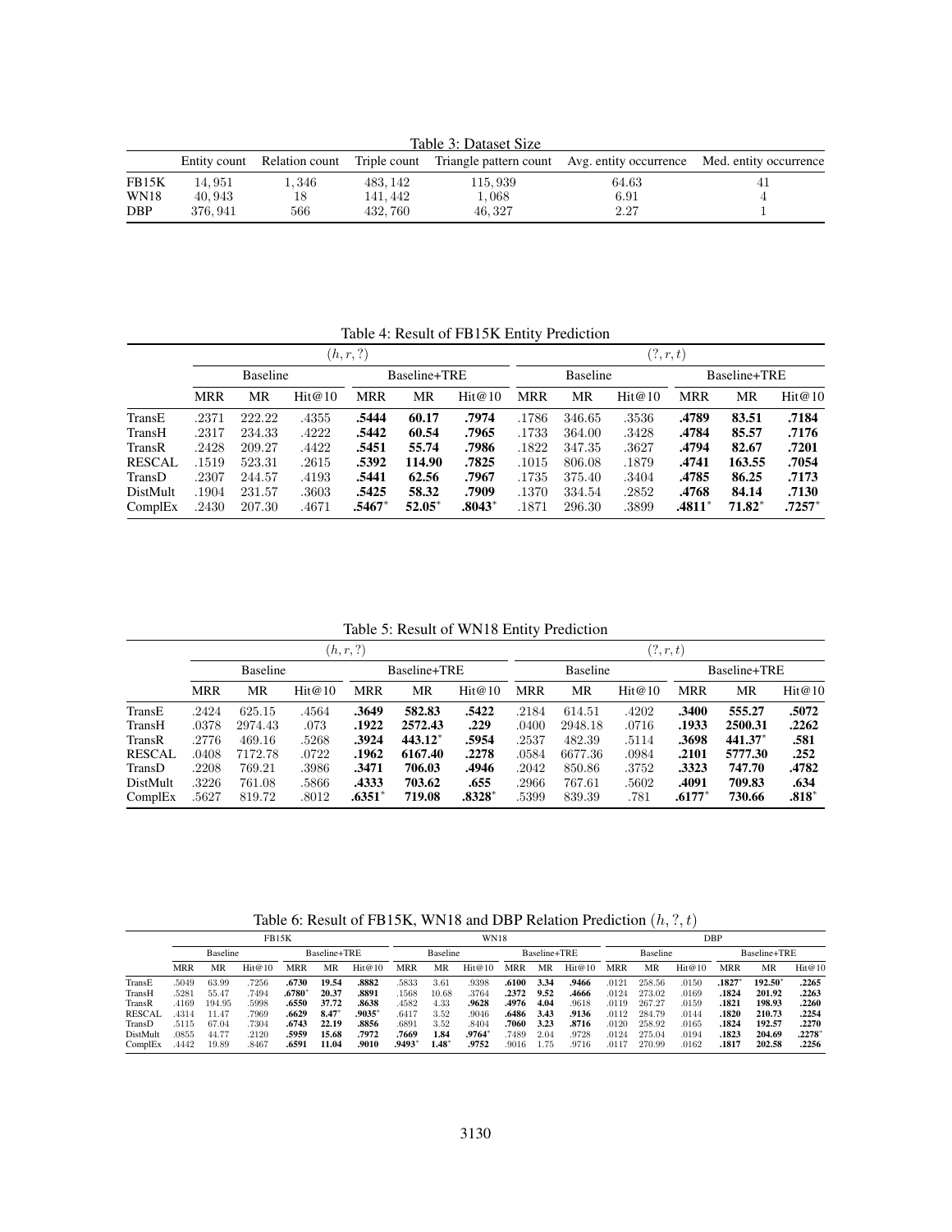Table 3: Dataset Size

| | Entity count | Relation count | Triple count | Triangle pattern count | Avg. entity occurrence | Med. entity occurrence |
|---|---|---|---|---|---|---|
| FB15K | 14,951 | 1,346 | 483,142 | 115,939 | 64.63 | 41 |
| WN18 | 40,943 | 18 | 141,442 | 1,068 | 6.91 | 4 |
| DBP | 376,941 | 566 | 432,760 | 46,327 | 2.27 | 1 |

Table 4: Result of FB15K Entity Prediction

| | $(h, r, ?)$ | | | | | | $(?, r, t)$ | | | | | |
|---|---|---|---|---|---|---|---|---|---|---|---|---|
| | Baseline | | | Baseline+TRE | | | Baseline | | | Baseline+TRE | | |
| | MRR | MR | Hit@10 | MRR | MR | Hit@10 | MRR | MR | Hit@10 | MRR | MR | Hit@10 |
| TransE | .2371 | 222.22 | .4355 | **.5444** | **60.17** | **.7974** | .1786 | 346.65 | .3536 | **.4789** | **83.51** | **.7184** |
| TransH | .2317 | 234.33 | .4222 | **.5442** | **60.54** | **.7965** | .1733 | 364.00 | .3428 | **.4784** | **85.57** | **.7176** |
| TransR | .2428 | 209.27 | .4422 | **.5451** | **55.74** | **.7986** | .1822 | 347.35 | .3627 | **.4794** | **82.67** | **.7201** |
| RESCAL | .1519 | 523.31 | .2615 | **.5392** | **114.90** | **.7825** | .1015 | 806.08 | .1879 | **.4741** | **163.55** | **.7054** |
| TransD | .2307 | 244.57 | .4193 | **.5441** | **62.56** | **.7967** | .1735 | 375.40 | .3404 | **.4785** | **86.25** | **.7173** |
| DistMult | .1904 | 231.57 | .3603 | **.5425** | **58.32** | **.7909** | .1370 | 334.54 | .2852 | **.4768** | **84.14** | **.7130** |
| ComplEx | .2430 | 207.30 | .4671 | **.5467*** | **52.05*** | **.8043*** | .1871 | 296.30 | .3899 | **.4811*** | **71.82*** | **.7257*** |

Table 5: Result of WN18 Entity Prediction

| | $(h, r, ?)$ | | | | | | $(?, r, t)$ | | | | | |
|---|---|---|---|---|---|---|---|---|---|---|---|---|
| | Baseline | | | Baseline+TRE | | | Baseline | | | Baseline+TRE | | |
| | MRR | MR | Hit@10 | MRR | MR | Hit@10 | MRR | MR | Hit@10 | MRR | MR | Hit@10 |
| TransE | .2424 | 625.15 | .4564 | **.3649** | **582.83** | **.5422** | .2184 | 614.51 | .4202 | **.3400** | **555.27** | **.5072** |
| TransH | .0378 | 2974.43 | .073 | **.1922** | **2572.43** | **.229** | .0400 | 2948.18 | .0716 | **.1933** | **2500.31** | **.2262** |
| TransR | .2776 | 469.16 | .5268 | **.3924** | **443.12*** | **.5954** | .2537 | 482.39 | .5114 | **.3698** | **441.37*** | **.581** |
| RESCAL | .0408 | 7172.78 | .0722 | **.1962** | **6167.40** | **.2278** | .0584 | 6677.36 | .0984 | **.2101** | **5777.30** | **.252** |
| TransD | .2208 | 769.21 | .3986 | **.3471** | **706.03** | **.4946** | .2042 | 850.86 | .3752 | **.3323** | **747.70** | **.4782** |
| DistMult | .3226 | 761.08 | .5866 | **.4333** | **703.62** | **.655** | .2966 | 767.61 | .5602 | **.4091** | **709.83** | **.634** |
| ComplEx | .5627 | 819.72 | .8012 | **.6351*** | **719.08** | **.8328*** | .5399 | 839.39 | .781 | **.6177*** | **730.66** | **.818*** |

Table 6: Result of FB15K, WN18 and DBP Relation Prediction $(h, ?, t)$

| | FB15K | | | | | | WN18 | | | | | | DBP | | | | | |
|---|---|---|---|---|---|---|---|---|---|---|---|---|---|---|---|---|---|---|
| | Baseline | | | Baseline+TRE | | | Baseline | | | Baseline+TRE | | | Baseline | | | Baseline+TRE | | |
| | MRR | MR | Hit@10 | MRR | MR | Hit@10 | MRR | MR | Hit@10 | MRR | MR | Hit@10 | MRR | MR | Hit@10 | MRR | MR | Hit@10 |
| TransE | .5049 | 63.99 | .7256 | **.6730** | **19.54** | **.8882** | .5833 | 3.61 | .9398 | **.6100** | **3.34** | **.9466** | .0121 | 258.56 | .0150 | **.1827*** | **192.50*** | **.2265** |
| TransH | .5281 | 55.47 | .7494 | **.6780*** | **20.37** | **.8891** | .1568 | 10.68 | .3764 | **.2372** | **9.52** | **.4666** | .0124 | 273.02 | .0169 | **.1824** | **201.92** | **.2263** |
| TransR | .4169 | 194.95 | .5998 | **.6550** | **37.72** | **.8638** | .4582 | 4.33 | **.9628** | **.4976** | **4.04** | .9618 | .0119 | 267.27 | .0159 | **.1821** | **198.93** | **.2260** |
| RESCAL | .4314 | 11.47 | .7969 | **.6629** | **8.47*** | **.9035*** | .6417 | 3.52 | .9046 | **.6486** | **3.43** | **.9136** | .0112 | 284.79 | .0144 | **.1820** | **210.73** | **.2254** |
| TransD | .5115 | 67.04 | .7304 | **.6743** | **22.19** | **.8856** | .6891 | 3.52 | .8404 | **.7060** | **3.23** | **.8716** | .0120 | 258.92 | .0165 | **.1824** | **192.57** | **.2270** |
| DistMult | .0855 | 44.77 | .2120 | **.5959** | **15.68** | **.7972** | **.7669** | **1.84** | **.9764*** | .7489 | 2.04 | .9728 | .0124 | 275.04 | .0194 | **.1823** | **204.69** | **.2278*** |
| ComplEx | .4442 | 19.89 | .8467 | **.6591** | **11.04** | **.9010** | **.9493*** | **1.48*** | **.9752** | .9016 | 1.75 | .9716 | .0117 | 270.99 | .0162 | **.1817** | **202.58** | **.2256** |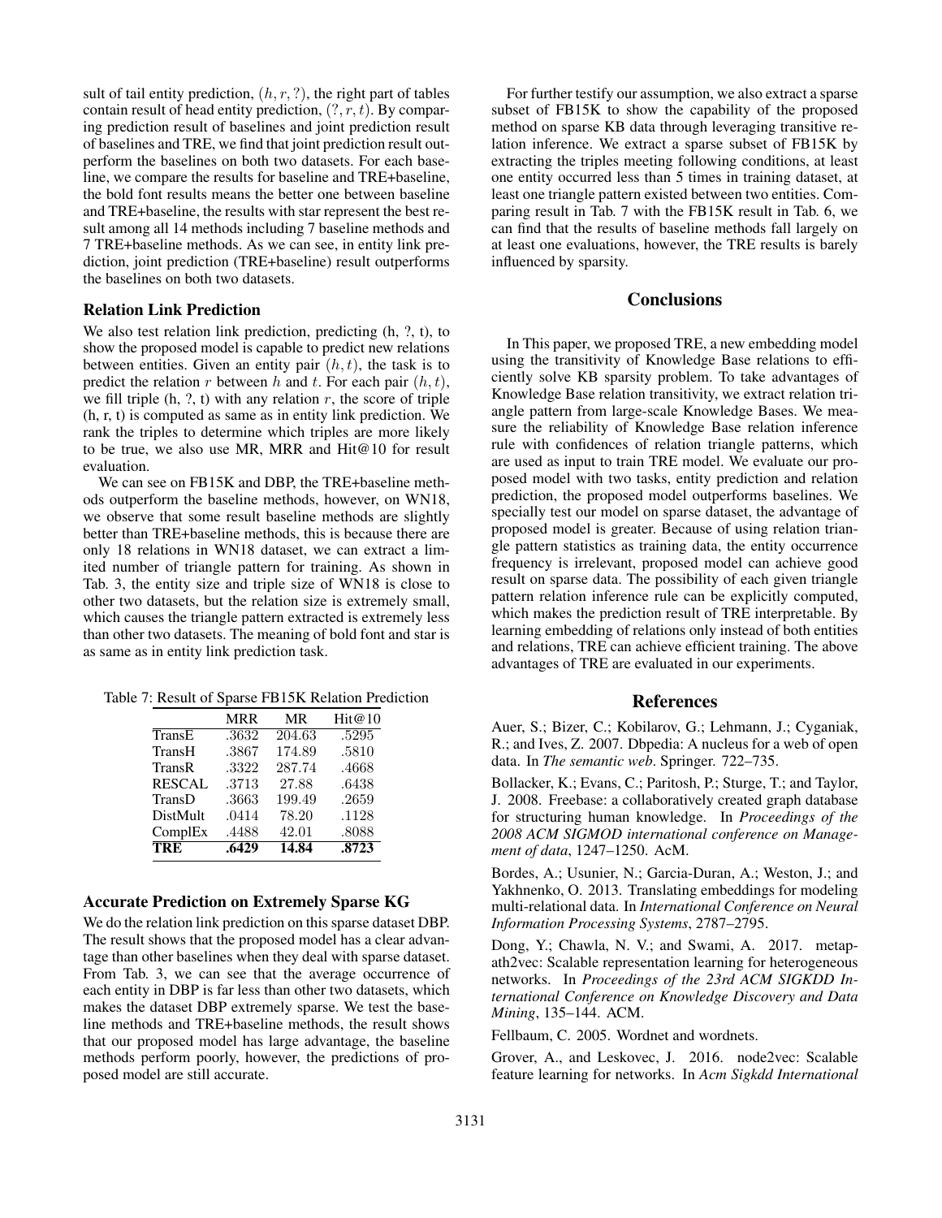sult of tail entity prediction, $(h, r, ?)$, the right part of tables contain result of head entity prediction, $(?, r, t)$. By comparing prediction result of baselines and joint prediction result of baselines and TRE, we find that joint prediction result outperform the baselines on both two datasets. For each baseline, we compare the results for baseline and TRE+baseline, the bold font results means the better one between baseline and TRE+baseline, the results with star represent the best result among all 14 methods including 7 baseline methods and 7 TRE+baseline methods. As we can see, in entity link prediction, joint prediction (TRE+baseline) result outperforms the baselines on both two datasets.

### Relation Link Prediction

We also test relation link prediction, predicting (h, ?, t), to show the proposed model is capable to predict new relations between entities. Given an entity pair $(h, t)$, the task is to predict the relation $r$ between $h$ and $t$. For each pair $(h, t)$, we fill triple (h, ?, t) with any relation $r$, the score of triple (h, r, t) is computed as same as in entity link prediction. We rank the triples to determine which triples are more likely to be true, we also use MR, MRR and Hit@10 for result evaluation.

We can see on FB15K and DBP, the TRE+baseline methods outperform the baseline methods, however, on WN18, we observe that some result baseline methods are slightly better than TRE+baseline methods, this is because there are only 18 relations in WN18 dataset, we can extract a limited number of triangle pattern for training. As shown in Tab. 3, the entity size and triple size of WN18 is close to other two datasets, but the relation size is extremely small, which causes the triangle pattern extracted is extremely less than other two datasets. The meaning of bold font and star is as same as in entity link prediction task.

Table 7: Result of Sparse FB15K Relation Prediction

| | MRR | MR | Hit@10 |
|---|---|---|---|
| TransE | .3632 | 204.63 | .5295 |
| TransH | .3867 | 174.89 | .5810 |
| TransR | .3322 | 287.74 | .4668 |
| RESCAL | .3713 | 27.88 | .6438 |
| TransD | .3663 | 199.49 | .2659 |
| DistMult | .0414 | 78.20 | .1128 |
| ComplEx | .4488 | 42.01 | .8088 |
| **TRE** | **.6429** | **14.84** | **.8723** |

### Accurate Prediction on Extremely Sparse KG

We do the relation link prediction on this sparse dataset DBP. The result shows that the proposed model has a clear advantage than other baselines when they deal with sparse dataset. From Tab. 3, we can see that the average occurrence of each entity in DBP is far less than other two datasets, which makes the dataset DBP extremely sparse. We test the baseline methods and TRE+baseline methods, the result shows that our proposed model has large advantage, the baseline methods perform poorly, however, the predictions of proposed model are still accurate.

For further testify our assumption, we also extract a sparse subset of FB15K to show the capability of the proposed method on sparse KB data through leveraging transitive relation inference. We extract a sparse subset of FB15K by extracting the triples meeting following conditions, at least one entity occurred less than 5 times in training dataset, at least one triangle pattern existed between two entities. Comparing result in Tab. 7 with the FB15K result in Tab. 6, we can find that the results of baseline methods fall largely on at least one evaluations, however, the TRE results is barely influenced by sparsity.

## Conclusions

In This paper, we proposed TRE, a new embedding model using the transitivity of Knowledge Base relations to efficiently solve KB sparsity problem. To take advantages of Knowledge Base relation transitivity, we extract relation triangle pattern from large-scale Knowledge Bases. We measure the reliability of Knowledge Base relation inference rule with confidences of relation triangle patterns, which are used as input to train TRE model. We evaluate our proposed model with two tasks, entity prediction and relation prediction, the proposed model outperforms baselines. We specially test our model on sparse dataset, the advantage of proposed model is greater. Because of using relation triangle pattern statistics as training data, the entity occurrence frequency is irrelevant, proposed model can achieve good result on sparse data. The possibility of each given triangle pattern relation inference rule can be explicitly computed, which makes the prediction result of TRE interpretable. By learning embedding of relations only instead of both entities and relations, TRE can achieve efficient training. The above advantages of TRE are evaluated in our experiments.

## References

Auer, S.; Bizer, C.; Kobilarov, G.; Lehmann, J.; Cyganiak, R.; and Ives, Z. 2007. Dbpedia: A nucleus for a web of open data. In *The semantic web*. Springer. 722–735.

Bollacker, K.; Evans, C.; Paritosh, P.; Sturge, T.; and Taylor, J. 2008. Freebase: a collaboratively created graph database for structuring human knowledge. In *Proceedings of the 2008 ACM SIGMOD international conference on Management of data*, 1247–1250. AcM.

Bordes, A.; Usunier, N.; Garcia-Duran, A.; Weston, J.; and Yakhnenko, O. 2013. Translating embeddings for modeling multi-relational data. In *International Conference on Neural Information Processing Systems*, 2787–2795.

Dong, Y.; Chawla, N. V.; and Swami, A. 2017. metapath2vec: Scalable representation learning for heterogeneous networks. In *Proceedings of the 23rd ACM SIGKDD International Conference on Knowledge Discovery and Data Mining*, 135–144. ACM.

Fellbaum, C. 2005. Wordnet and wordnets.

Grover, A., and Leskovec, J. 2016. node2vec: Scalable feature learning for networks. In *Acm Sigkdd International*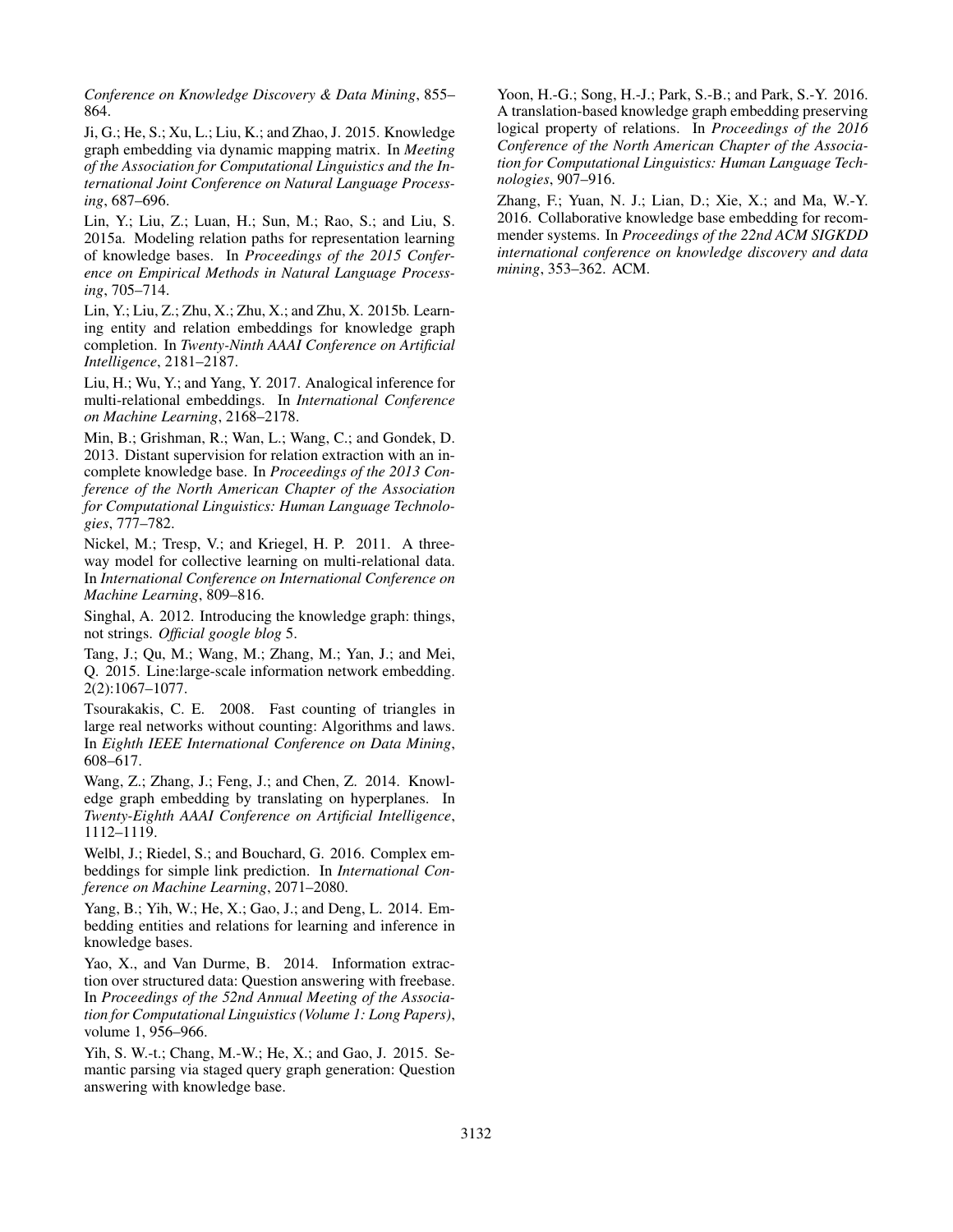*Conference on Knowledge Discovery & Data Mining*, 855–864.

Ji, G.; He, S.; Xu, L.; Liu, K.; and Zhao, J. 2015. Knowledge graph embedding via dynamic mapping matrix. In *Meeting of the Association for Computational Linguistics and the International Joint Conference on Natural Language Processing*, 687–696.

Lin, Y.; Liu, Z.; Luan, H.; Sun, M.; Rao, S.; and Liu, S. 2015a. Modeling relation paths for representation learning of knowledge bases. In *Proceedings of the 2015 Conference on Empirical Methods in Natural Language Processing*, 705–714.

Lin, Y.; Liu, Z.; Zhu, X.; Zhu, X.; and Zhu, X. 2015b. Learning entity and relation embeddings for knowledge graph completion. In *Twenty-Ninth AAAI Conference on Artificial Intelligence*, 2181–2187.

Liu, H.; Wu, Y.; and Yang, Y. 2017. Analogical inference for multi-relational embeddings. In *International Conference on Machine Learning*, 2168–2178.

Min, B.; Grishman, R.; Wan, L.; Wang, C.; and Gondek, D. 2013. Distant supervision for relation extraction with an incomplete knowledge base. In *Proceedings of the 2013 Conference of the North American Chapter of the Association for Computational Linguistics: Human Language Technologies*, 777–782.

Nickel, M.; Tresp, V.; and Kriegel, H. P. 2011. A three-way model for collective learning on multi-relational data. In *International Conference on International Conference on Machine Learning*, 809–816.

Singhal, A. 2012. Introducing the knowledge graph: things, not strings. *Official google blog* 5.

Tang, J.; Qu, M.; Wang, M.; Zhang, M.; Yan, J.; and Mei, Q. 2015. Line:large-scale information network embedding. 2(2):1067–1077.

Tsourakakis, C. E. 2008. Fast counting of triangles in large real networks without counting: Algorithms and laws. In *Eighth IEEE International Conference on Data Mining*, 608–617.

Wang, Z.; Zhang, J.; Feng, J.; and Chen, Z. 2014. Knowledge graph embedding by translating on hyperplanes. In *Twenty-Eighth AAAI Conference on Artificial Intelligence*, 1112–1119.

Welbl, J.; Riedel, S.; and Bouchard, G. 2016. Complex embeddings for simple link prediction. In *International Conference on Machine Learning*, 2071–2080.

Yang, B.; Yih, W.; He, X.; Gao, J.; and Deng, L. 2014. Embedding entities and relations for learning and inference in knowledge bases.

Yao, X., and Van Durme, B. 2014. Information extraction over structured data: Question answering with freebase. In *Proceedings of the 52nd Annual Meeting of the Association for Computational Linguistics (Volume 1: Long Papers)*, volume 1, 956–966.

Yih, S. W.-t.; Chang, M.-W.; He, X.; and Gao, J. 2015. Semantic parsing via staged query graph generation: Question answering with knowledge base.

Yoon, H.-G.; Song, H.-J.; Park, S.-B.; and Park, S.-Y. 2016. A translation-based knowledge graph embedding preserving logical property of relations. In *Proceedings of the 2016 Conference of the North American Chapter of the Association for Computational Linguistics: Human Language Technologies*, 907–916.

Zhang, F.; Yuan, N. J.; Lian, D.; Xie, X.; and Ma, W.-Y. 2016. Collaborative knowledge base embedding for recommender systems. In *Proceedings of the 22nd ACM SIGKDD international conference on knowledge discovery and data mining*, 353–362. ACM.